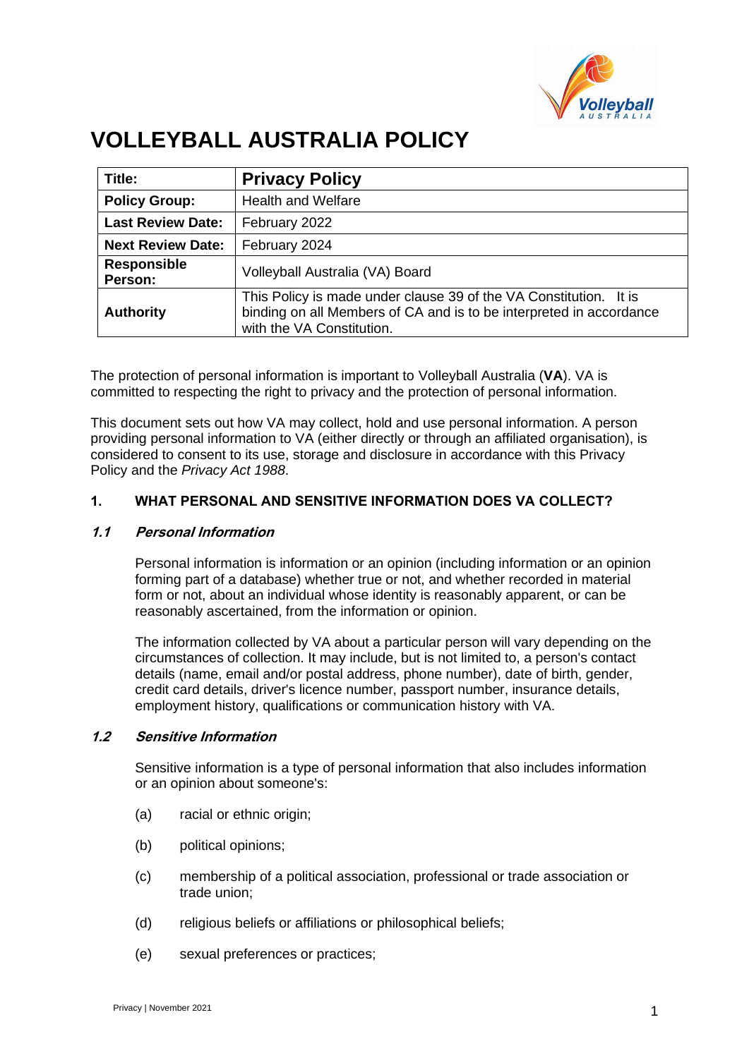# VOLLEYBALL AUSTRALIA POLICY

| **Title:** | **Privacy Policy** |
|---|---|
| **Policy Group:** | Health and Welfare |
| **Last Review Date:** | February 2022 |
| **Next Review Date:** | February 2024 |
| **Responsible Person:** | Volleyball Australia (VA) Board |
| **Authority** | This Policy is made under clause 39 of the VA Constitution. It is binding on all Members of CA and is to be interpreted in accordance with the VA Constitution. |

The protection of personal information is important to Volleyball Australia (**VA**). VA is committed to respecting the right to privacy and the protection of personal information.

This document sets out how VA may collect, hold and use personal information. A person providing personal information to VA (either directly or through an affiliated organisation), is considered to consent to its use, storage and disclosure in accordance with this Privacy Policy and the *Privacy Act 1988*.

## 1. WHAT PERSONAL AND SENSITIVE INFORMATION DOES VA COLLECT?

### *1.1 Personal Information*

Personal information is information or an opinion (including information or an opinion forming part of a database) whether true or not, and whether recorded in material form or not, about an individual whose identity is reasonably apparent, or can be reasonably ascertained, from the information or opinion.

The information collected by VA about a particular person will vary depending on the circumstances of collection. It may include, but is not limited to, a person's contact details (name, email and/or postal address, phone number), date of birth, gender, credit card details, driver's licence number, passport number, insurance details, employment history, qualifications or communication history with VA.

### *1.2 Sensitive Information*

Sensitive information is a type of personal information that also includes information or an opinion about someone's:

(a) racial or ethnic origin;

(b) political opinions;

(c) membership of a political association, professional or trade association or trade union;

(d) religious beliefs or affiliations or philosophical beliefs;

(e) sexual preferences or practices;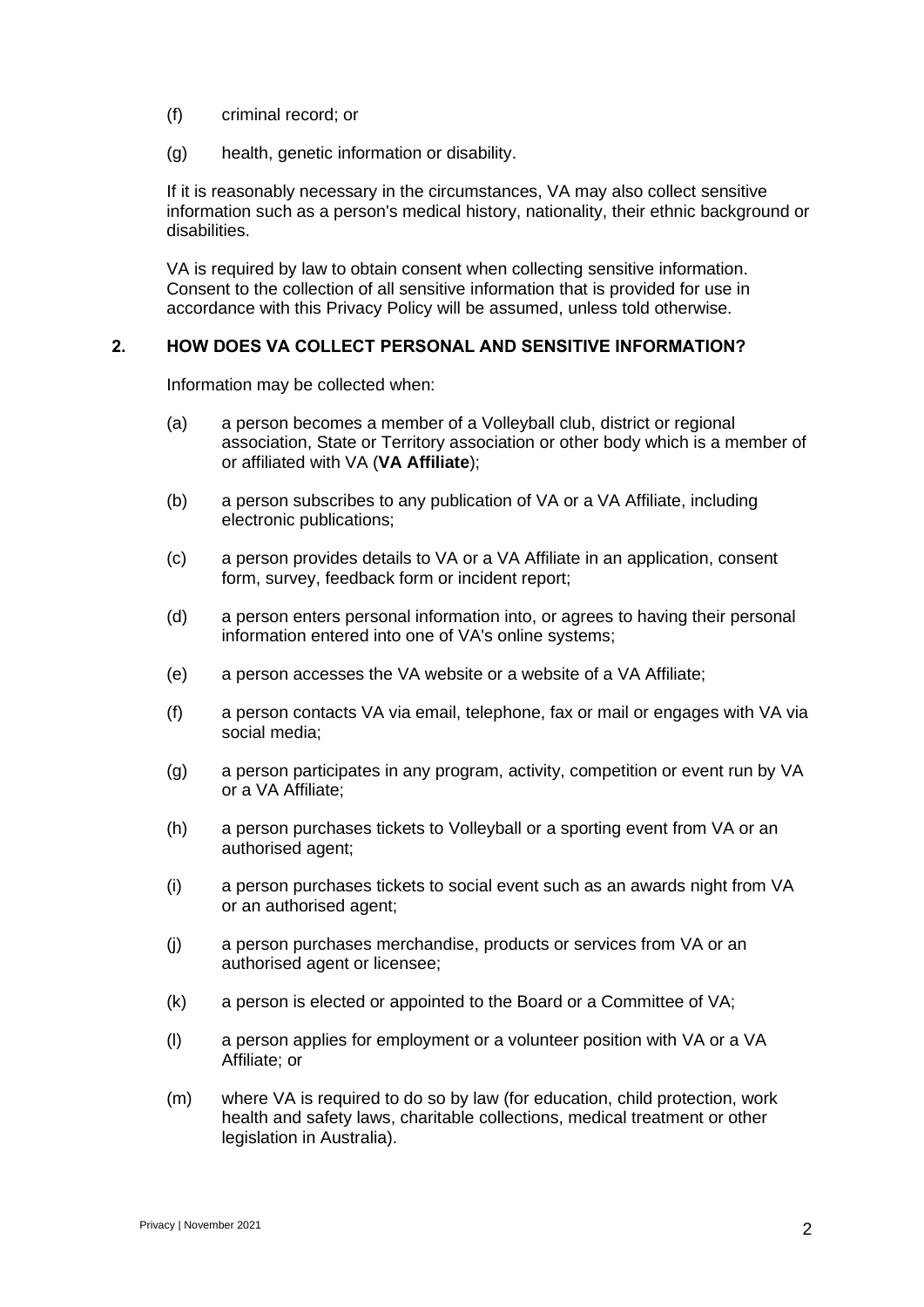(f) criminal record; or

(g) health, genetic information or disability.

If it is reasonably necessary in the circumstances, VA may also collect sensitive information such as a person's medical history, nationality, their ethnic background or disabilities.

VA is required by law to obtain consent when collecting sensitive information. Consent to the collection of all sensitive information that is provided for use in accordance with this Privacy Policy will be assumed, unless told otherwise.

## 2. HOW DOES VA COLLECT PERSONAL AND SENSITIVE INFORMATION?

Information may be collected when:

(a) a person becomes a member of a Volleyball club, district or regional association, State or Territory association or other body which is a member of or affiliated with VA (**VA Affiliate**);

(b) a person subscribes to any publication of VA or a VA Affiliate, including electronic publications;

(c) a person provides details to VA or a VA Affiliate in an application, consent form, survey, feedback form or incident report;

(d) a person enters personal information into, or agrees to having their personal information entered into one of VA's online systems;

(e) a person accesses the VA website or a website of a VA Affiliate;

(f) a person contacts VA via email, telephone, fax or mail or engages with VA via social media;

(g) a person participates in any program, activity, competition or event run by VA or a VA Affiliate;

(h) a person purchases tickets to Volleyball or a sporting event from VA or an authorised agent;

(i) a person purchases tickets to social event such as an awards night from VA or an authorised agent;

(j) a person purchases merchandise, products or services from VA or an authorised agent or licensee;

(k) a person is elected or appointed to the Board or a Committee of VA;

(l) a person applies for employment or a volunteer position with VA or a VA Affiliate; or

(m) where VA is required to do so by law (for education, child protection, work health and safety laws, charitable collections, medical treatment or other legislation in Australia).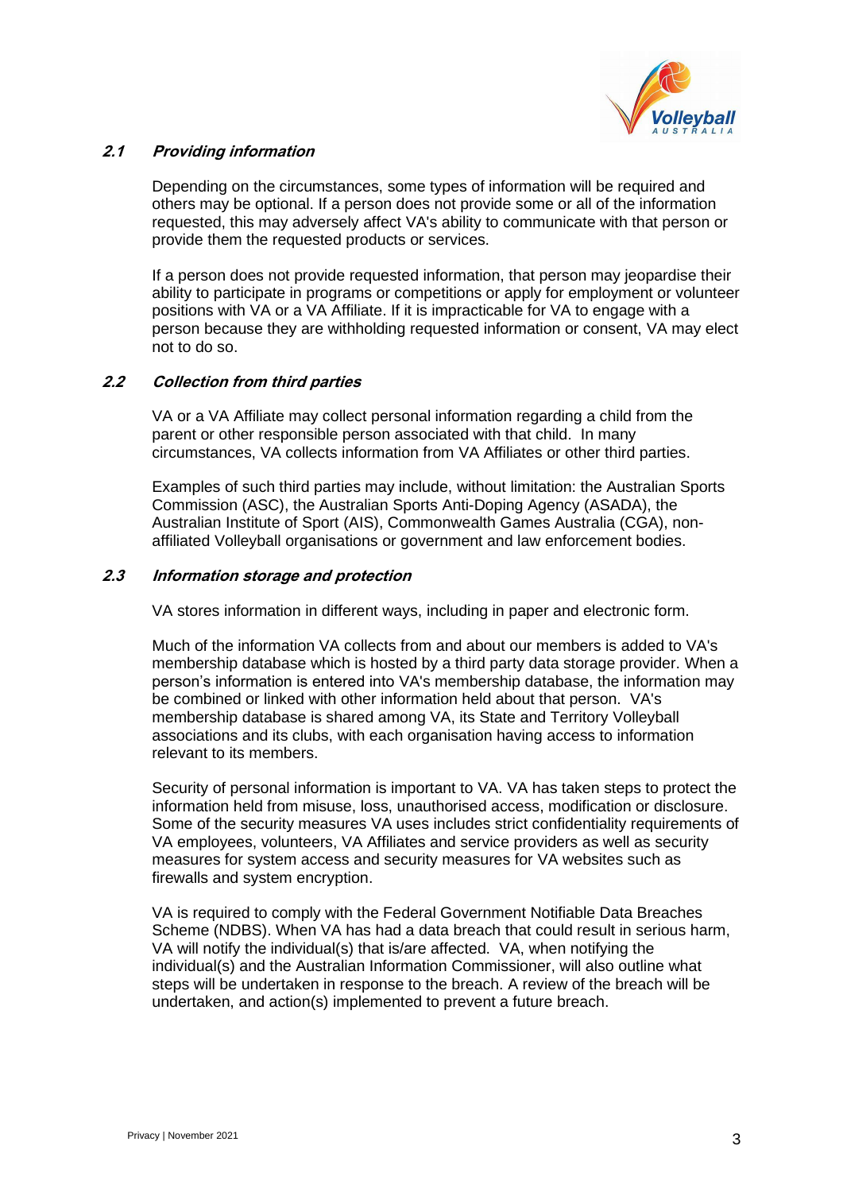### *2.1 Providing information*

Depending on the circumstances, some types of information will be required and others may be optional. If a person does not provide some or all of the information requested, this may adversely affect VA's ability to communicate with that person or provide them the requested products or services.

If a person does not provide requested information, that person may jeopardise their ability to participate in programs or competitions or apply for employment or volunteer positions with VA or a VA Affiliate. If it is impracticable for VA to engage with a person because they are withholding requested information or consent, VA may elect not to do so.

### *2.2 Collection from third parties*

VA or a VA Affiliate may collect personal information regarding a child from the parent or other responsible person associated with that child. In many circumstances, VA collects information from VA Affiliates or other third parties.

Examples of such third parties may include, without limitation: the Australian Sports Commission (ASC), the Australian Sports Anti-Doping Agency (ASADA), the Australian Institute of Sport (AIS), Commonwealth Games Australia (CGA), non-affiliated Volleyball organisations or government and law enforcement bodies.

### *2.3 Information storage and protection*

VA stores information in different ways, including in paper and electronic form.

Much of the information VA collects from and about our members is added to VA's membership database which is hosted by a third party data storage provider. When a person's information is entered into VA's membership database, the information may be combined or linked with other information held about that person. VA's membership database is shared among VA, its State and Territory Volleyball associations and its clubs, with each organisation having access to information relevant to its members.

Security of personal information is important to VA. VA has taken steps to protect the information held from misuse, loss, unauthorised access, modification or disclosure. Some of the security measures VA uses includes strict confidentiality requirements of VA employees, volunteers, VA Affiliates and service providers as well as security measures for system access and security measures for VA websites such as firewalls and system encryption.

VA is required to comply with the Federal Government Notifiable Data Breaches Scheme (NDBS). When VA has had a data breach that could result in serious harm, VA will notify the individual(s) that is/are affected. VA, when notifying the individual(s) and the Australian Information Commissioner, will also outline what steps will be undertaken in response to the breach. A review of the breach will be undertaken, and action(s) implemented to prevent a future breach.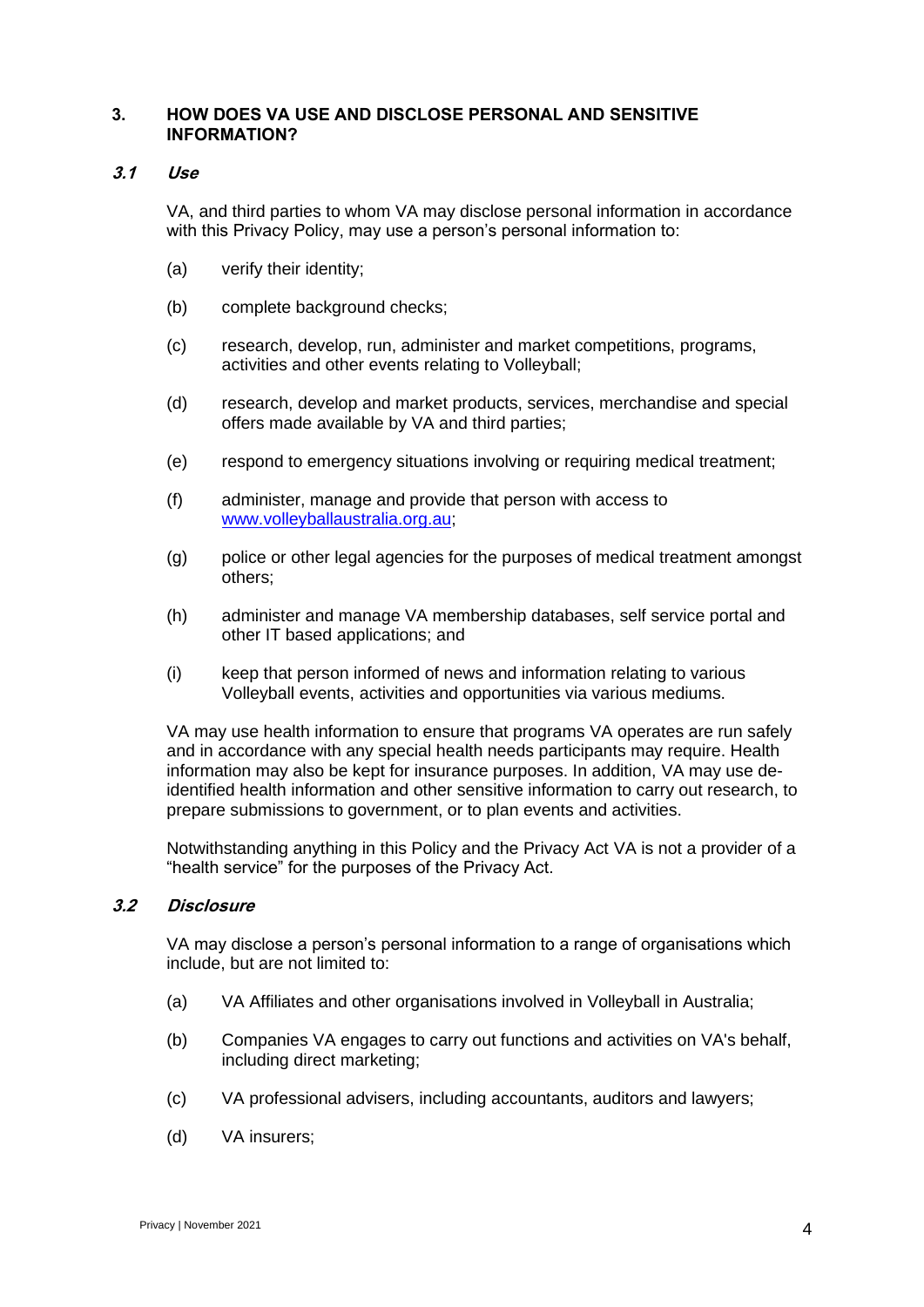## 3. HOW DOES VA USE AND DISCLOSE PERSONAL AND SENSITIVE INFORMATION?

### *3.1 Use*

VA, and third parties to whom VA may disclose personal information in accordance with this Privacy Policy, may use a person's personal information to:

(a) verify their identity;

(b) complete background checks;

(c) research, develop, run, administer and market competitions, programs, activities and other events relating to Volleyball;

(d) research, develop and market products, services, merchandise and special offers made available by VA and third parties;

(e) respond to emergency situations involving or requiring medical treatment;

(f) administer, manage and provide that person with access to [www.volleyballaustralia.org.au](http://www.volleyballaustralia.org.au);

(g) police or other legal agencies for the purposes of medical treatment amongst others;

(h) administer and manage VA membership databases, self service portal and other IT based applications; and

(i) keep that person informed of news and information relating to various Volleyball events, activities and opportunities via various mediums.

VA may use health information to ensure that programs VA operates are run safely and in accordance with any special health needs participants may require. Health information may also be kept for insurance purposes. In addition, VA may use de-identified health information and other sensitive information to carry out research, to prepare submissions to government, or to plan events and activities.

Notwithstanding anything in this Policy and the Privacy Act VA is not a provider of a "health service" for the purposes of the Privacy Act.

### *3.2 Disclosure*

VA may disclose a person's personal information to a range of organisations which include, but are not limited to:

(a) VA Affiliates and other organisations involved in Volleyball in Australia;

(b) Companies VA engages to carry out functions and activities on VA's behalf, including direct marketing;

(c) VA professional advisers, including accountants, auditors and lawyers;

(d) VA insurers;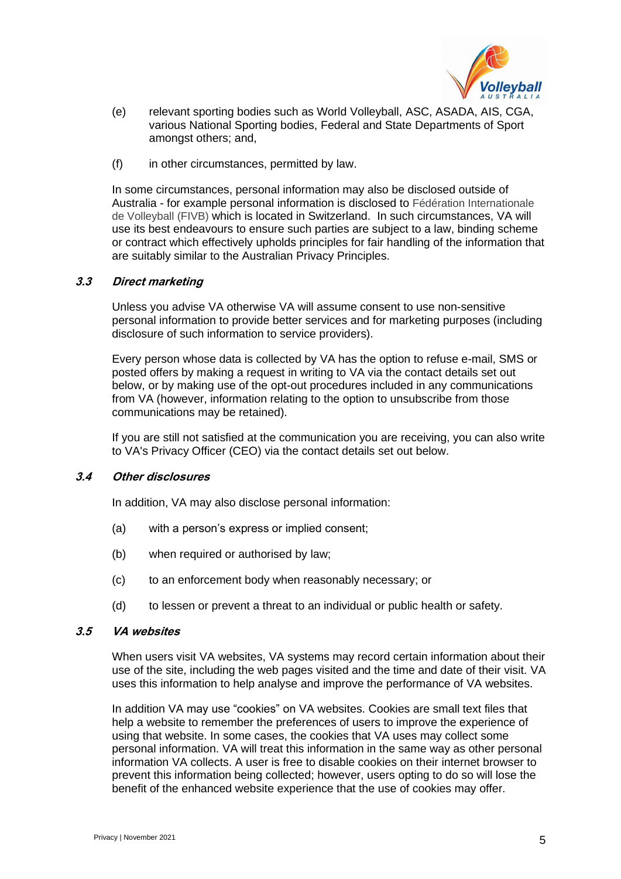(e) relevant sporting bodies such as World Volleyball, ASC, ASADA, AIS, CGA, various National Sporting bodies, Federal and State Departments of Sport amongst others; and,

(f) in other circumstances, permitted by law.

In some circumstances, personal information may also be disclosed outside of Australia - for example personal information is disclosed to Fédération Internationale de Volleyball (FIVB) which is located in Switzerland. In such circumstances, VA will use its best endeavours to ensure such parties are subject to a law, binding scheme or contract which effectively upholds principles for fair handling of the information that are suitably similar to the Australian Privacy Principles.

### *3.3 Direct marketing*

Unless you advise VA otherwise VA will assume consent to use non-sensitive personal information to provide better services and for marketing purposes (including disclosure of such information to service providers).

Every person whose data is collected by VA has the option to refuse e-mail, SMS or posted offers by making a request in writing to VA via the contact details set out below, or by making use of the opt-out procedures included in any communications from VA (however, information relating to the option to unsubscribe from those communications may be retained).

If you are still not satisfied at the communication you are receiving, you can also write to VA's Privacy Officer (CEO) via the contact details set out below.

### *3.4 Other disclosures*

In addition, VA may also disclose personal information:

(a) with a person's express or implied consent;

(b) when required or authorised by law;

(c) to an enforcement body when reasonably necessary; or

(d) to lessen or prevent a threat to an individual or public health or safety.

### *3.5 VA websites*

When users visit VA websites, VA systems may record certain information about their use of the site, including the web pages visited and the time and date of their visit. VA uses this information to help analyse and improve the performance of VA websites.

In addition VA may use "cookies" on VA websites. Cookies are small text files that help a website to remember the preferences of users to improve the experience of using that website. In some cases, the cookies that VA uses may collect some personal information. VA will treat this information in the same way as other personal information VA collects. A user is free to disable cookies on their internet browser to prevent this information being collected; however, users opting to do so will lose the benefit of the enhanced website experience that the use of cookies may offer.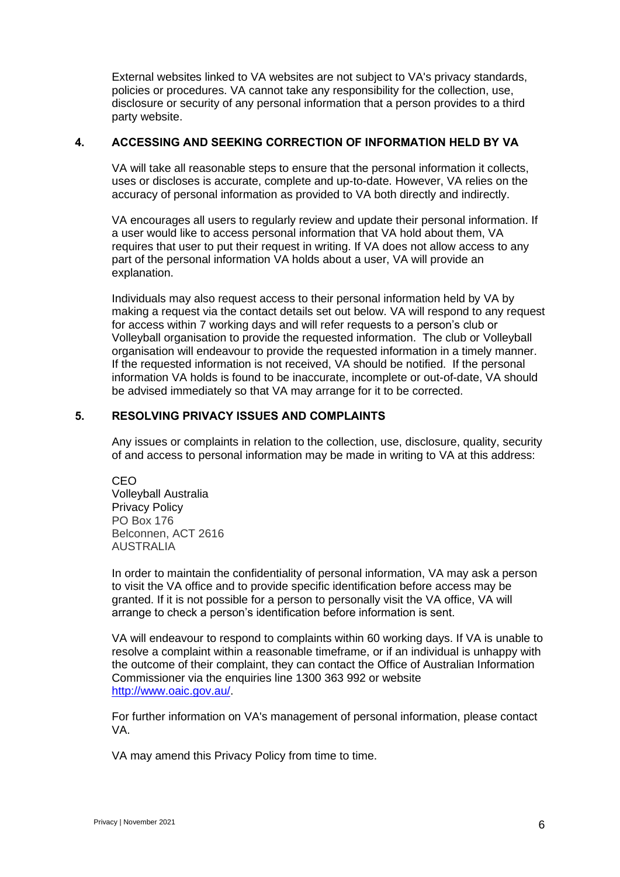External websites linked to VA websites are not subject to VA's privacy standards, policies or procedures. VA cannot take any responsibility for the collection, use, disclosure or security of any personal information that a person provides to a third party website.

## 4. ACCESSING AND SEEKING CORRECTION OF INFORMATION HELD BY VA

VA will take all reasonable steps to ensure that the personal information it collects, uses or discloses is accurate, complete and up-to-date. However, VA relies on the accuracy of personal information as provided to VA both directly and indirectly.

VA encourages all users to regularly review and update their personal information. If a user would like to access personal information that VA hold about them, VA requires that user to put their request in writing. If VA does not allow access to any part of the personal information VA holds about a user, VA will provide an explanation.

Individuals may also request access to their personal information held by VA by making a request via the contact details set out below. VA will respond to any request for access within 7 working days and will refer requests to a person's club or Volleyball organisation to provide the requested information. The club or Volleyball organisation will endeavour to provide the requested information in a timely manner. If the requested information is not received, VA should be notified. If the personal information VA holds is found to be inaccurate, incomplete or out-of-date, VA should be advised immediately so that VA may arrange for it to be corrected.

## 5. RESOLVING PRIVACY ISSUES AND COMPLAINTS

Any issues or complaints in relation to the collection, use, disclosure, quality, security of and access to personal information may be made in writing to VA at this address:

CEO
Volleyball Australia
Privacy Policy
PO Box 176
Belconnen, ACT 2616
AUSTRALIA

In order to maintain the confidentiality of personal information, VA may ask a person to visit the VA office and to provide specific identification before access may be granted. If it is not possible for a person to personally visit the VA office, VA will arrange to check a person's identification before information is sent.

VA will endeavour to respond to complaints within 60 working days. If VA is unable to resolve a complaint within a reasonable timeframe, or if an individual is unhappy with the outcome of their complaint, they can contact the Office of Australian Information Commissioner via the enquiries line 1300 363 992 or website http://www.oaic.gov.au/.

For further information on VA's management of personal information, please contact VA.

VA may amend this Privacy Policy from time to time.